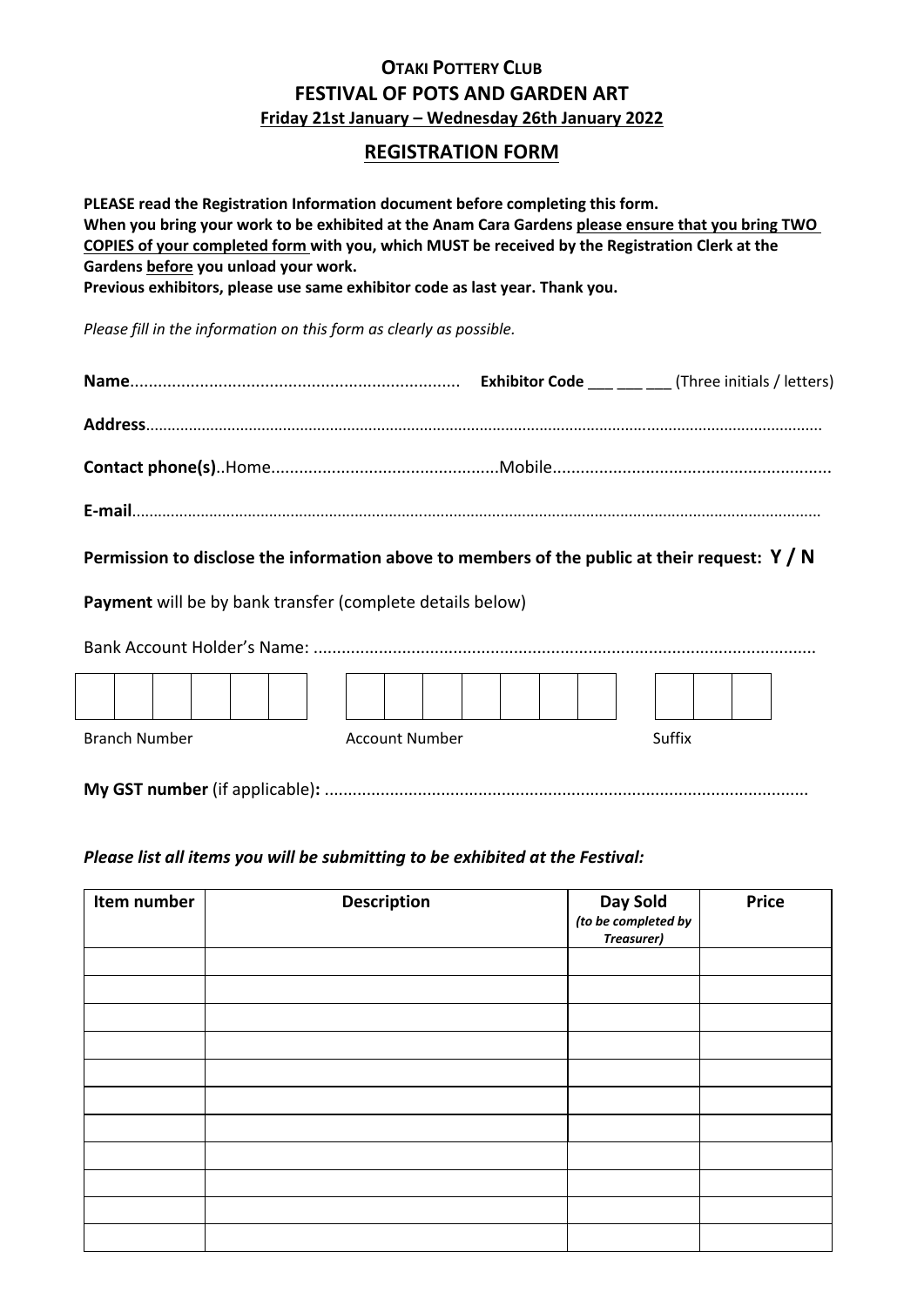## Otaki Pottery Club

## FESTIVAL OF POTS AND GARDEN ART

**Friday 21st January – Wednesday 26th January 2022**

## REGISTRATION FORM

**PLEASE read the Registration Information document before completing this form.**
**When you bring your work to be exhibited at the Anam Cara Gardens please ensure that you bring TWO COPIES of your completed form with you, which MUST be received by the Registration Clerk at the Gardens before you unload your work.**
**Previous exhibitors, please use same exhibitor code as last year. Thank you.**

*Please fill in the information on this form as clearly as possible.*

**Name**...................................................................... **Exhibitor Code** ___ ___ ___ (Three initials / letters)

**Address**..........................................................................................................................................

**Contact phone(s)**..Home................................................Mobile..........................................................

**E-mail**.............................................................................................................................................

**Permission to disclose the information above to members of the public at their request: Y / N**

**Payment** will be by bank transfer (complete details below)

Bank Account Holder's Name: ..........................................................................................................

| | | | | | |
|---|---|---|---|---|---|
| | | | | | |

Branch Number

| | | | | | | |
|---|---|---|---|---|---|---|
| | | | | | | |

Account Number

| | | |
|---|---|---|
| | | |

Suffix

**My GST number** (if applicable)**:** .......................................................................................................

***Please list all items you will be submitting to be exhibited at the Festival:***

| Item number | Description | Day Sold *(to be completed by Treasurer)* | Price |
|---|---|---|---|
| | | | |
| | | | |
| | | | |
| | | | |
| | | | |
| | | | |
| | | | |
| | | | |
| | | | |
| | | | |
| | | | |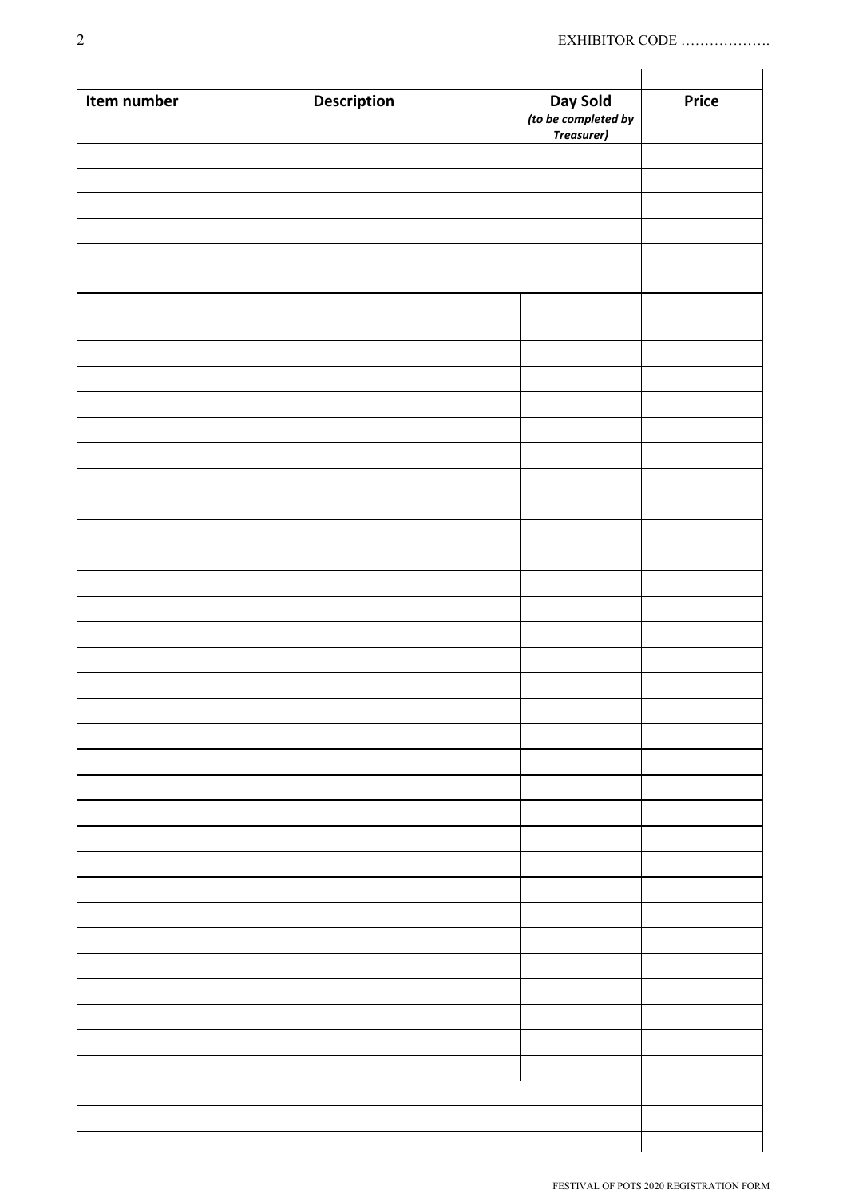EXHIBITOR CODE ……………….

| Item number | Description | Day Sold *(to be completed by Treasurer)* | Price |
|---|---|---|---|
| | | | |
| | | | |
| | | | |
| | | | |
| | | | |
| | | | |
| | | | |
| | | | |
| | | | |
| | | | |
| | | | |
| | | | |
| | | | |
| | | | |
| | | | |
| | | | |
| | | | |
| | | | |
| | | | |
| | | | |
| | | | |
| | | | |
| | | | |
| | | | |
| | | | |
| | | | |
| | | | |
| | | | |
| | | | |
| | | | |
| | | | |
| | | | |
| | | | |
| | | | |
| | | | |
| | | | |
| | | | |
| | | | |
| | | | |
| | | | |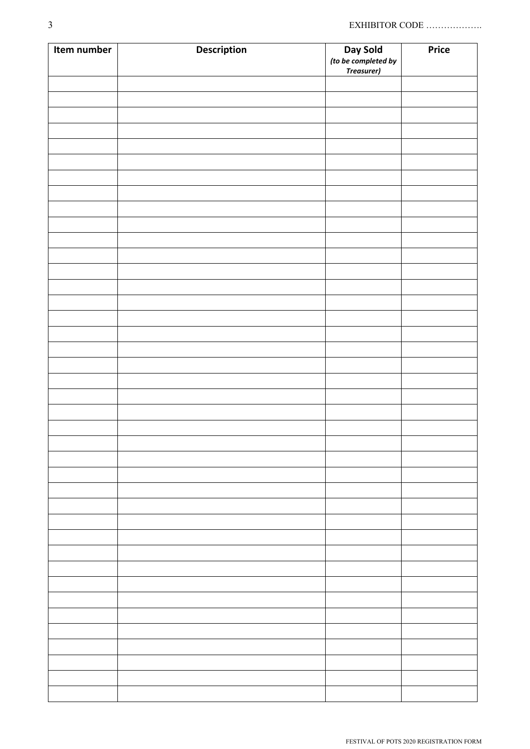EXHIBITOR CODE ……………….

| Item number | Description | Day Sold *(to be completed by Treasurer)* | Price |
|---|---|---|---|
| | | | |
| | | | |
| | | | |
| | | | |
| | | | |
| | | | |
| | | | |
| | | | |
| | | | |
| | | | |
| | | | |
| | | | |
| | | | |
| | | | |
| | | | |
| | | | |
| | | | |
| | | | |
| | | | |
| | | | |
| | | | |
| | | | |
| | | | |
| | | | |
| | | | |
| | | | |
| | | | |
| | | | |
| | | | |
| | | | |
| | | | |
| | | | |
| | | | |
| | | | |
| | | | |
| | | | |
| | | | |
| | | | |
| | | | |
| | | | |